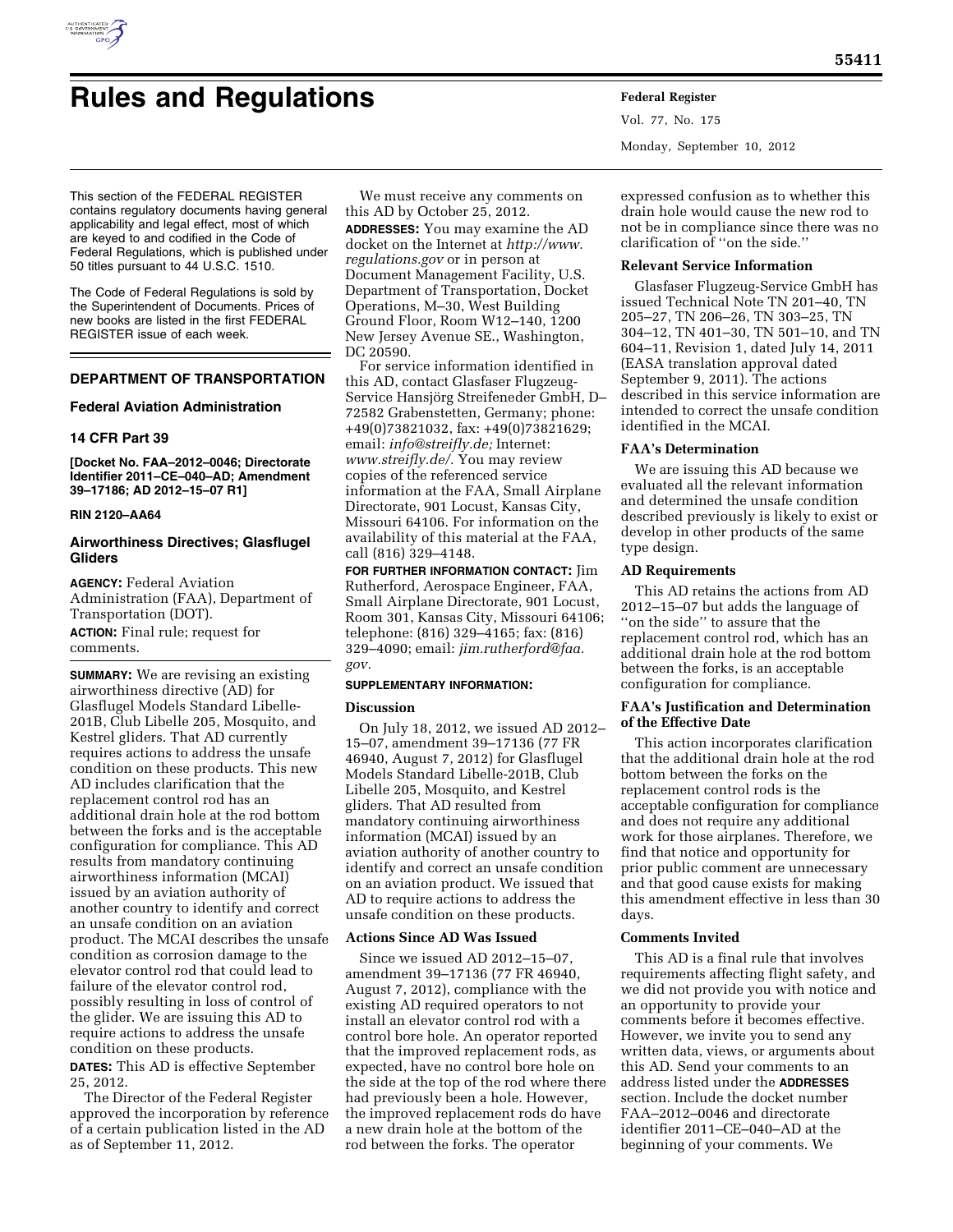# Rules and Regulations

This section of the FEDERAL REGISTER contains regulatory documents having general applicability and legal effect, most of which are keyed to and codified in the Code of Federal Regulations, which is published under 50 titles pursuant to 44 U.S.C. 1510.

The Code of Federal Regulations is sold by the Superintendent of Documents. Prices of new books are listed in the first FEDERAL REGISTER issue of each week.

## DEPARTMENT OF TRANSPORTATION

### Federal Aviation Administration

### 14 CFR Part 39

**[Docket No. FAA–2012–0046; Directorate Identifier 2011–CE–040–AD; Amendment 39–17186; AD 2012–15–07 R1]**

**RIN 2120–AA64**

### Airworthiness Directives; Glasflugel Gliders

**AGENCY:** Federal Aviation Administration (FAA), Department of Transportation (DOT).

**ACTION:** Final rule; request for comments.

**SUMMARY:** We are revising an existing airworthiness directive (AD) for Glasflugel Models Standard Libelle-201B, Club Libelle 205, Mosquito, and Kestrel gliders. That AD currently requires actions to address the unsafe condition on these products. This new AD includes clarification that the replacement control rod has an additional drain hole at the rod bottom between the forks and is the acceptable configuration for compliance. This AD results from mandatory continuing airworthiness information (MCAI) issued by an aviation authority of another country to identify and correct an unsafe condition on an aviation product. The MCAI describes the unsafe condition as corrosion damage to the elevator control rod that could lead to failure of the elevator control rod, possibly resulting in loss of control of the glider. We are issuing this AD to require actions to address the unsafe condition on these products.

**DATES:** This AD is effective September 25, 2012.

The Director of the Federal Register approved the incorporation by reference of a certain publication listed in the AD as of September 11, 2012.

We must receive any comments on this AD by October 25, 2012.

**ADDRESSES:** You may examine the AD docket on the Internet at *http://www.regulations.gov* or in person at Document Management Facility, U.S. Department of Transportation, Docket Operations, M–30, West Building Ground Floor, Room W12–140, 1200 New Jersey Avenue SE., Washington, DC 20590.

For service information identified in this AD, contact Glasfaser Flugzeug-Service Hansjörg Streifeneder GmbH, D–72582 Grabenstetten, Germany; phone: +49(0)73821032, fax: +49(0)73821629; email: *info@streifly.de;* Internet: *www.streifly.de/.* You may review copies of the referenced service information at the FAA, Small Airplane Directorate, 901 Locust, Kansas City, Missouri 64106. For information on the availability of this material at the FAA, call (816) 329–4148.

**FOR FURTHER INFORMATION CONTACT:** Jim Rutherford, Aerospace Engineer, FAA, Small Airplane Directorate, 901 Locust, Room 301, Kansas City, Missouri 64106; telephone: (816) 329–4165; fax: (816) 329–4090; email: *jim.rutherford@faa.gov.*

**SUPPLEMENTARY INFORMATION:**

#### Discussion

On July 18, 2012, we issued AD 2012–15–07, amendment 39–17136 (77 FR 46940, August 7, 2012) for Glasflugel Models Standard Libelle-201B, Club Libelle 205, Mosquito, and Kestrel gliders. That AD resulted from mandatory continuing airworthiness information (MCAI) issued by an aviation authority of another country to identify and correct an unsafe condition on an aviation product. We issued that AD to require actions to address the unsafe condition on these products.

#### Actions Since AD Was Issued

Since we issued AD 2012–15–07, amendment 39–17136 (77 FR 46940, August 7, 2012), compliance with the existing AD required operators to not install an elevator control rod with a control bore hole. An operator reported that the improved replacement rods, as expected, have no control bore hole on the side at the top of the rod where there had previously been a hole. However, the improved replacement rods do have a new drain hole at the bottom of the rod between the forks. The operator expressed confusion as to whether this drain hole would cause the new rod to not be in compliance since there was no clarification of ''on the side.''

#### Relevant Service Information

Glasfaser Flugzeug-Service GmbH has issued Technical Note TN 201–40, TN 205–27, TN 206–26, TN 303–25, TN 304–12, TN 401–30, TN 501–10, and TN 604–11, Revision 1, dated July 14, 2011 (EASA translation approval dated September 9, 2011). The actions described in this service information are intended to correct the unsafe condition identified in the MCAI.

#### FAA's Determination

We are issuing this AD because we evaluated all the relevant information and determined the unsafe condition described previously is likely to exist or develop in other products of the same type design.

#### AD Requirements

This AD retains the actions from AD 2012–15–07 but adds the language of ''on the side'' to assure that the replacement control rod, which has an additional drain hole at the rod bottom between the forks, is an acceptable configuration for compliance.

#### FAA's Justification and Determination of the Effective Date

This action incorporates clarification that the additional drain hole at the rod bottom between the forks on the replacement control rods is the acceptable configuration for compliance and does not require any additional work for those airplanes. Therefore, we find that notice and opportunity for prior public comment are unnecessary and that good cause exists for making this amendment effective in less than 30 days.

#### Comments Invited

This AD is a final rule that involves requirements affecting flight safety, and we did not provide you with notice and an opportunity to provide your comments before it becomes effective. However, we invite you to send any written data, views, or arguments about this AD. Send your comments to an address listed under the **ADDRESSES** section. Include the docket number FAA–2012–0046 and directorate identifier 2011–CE–040–AD at the beginning of your comments. We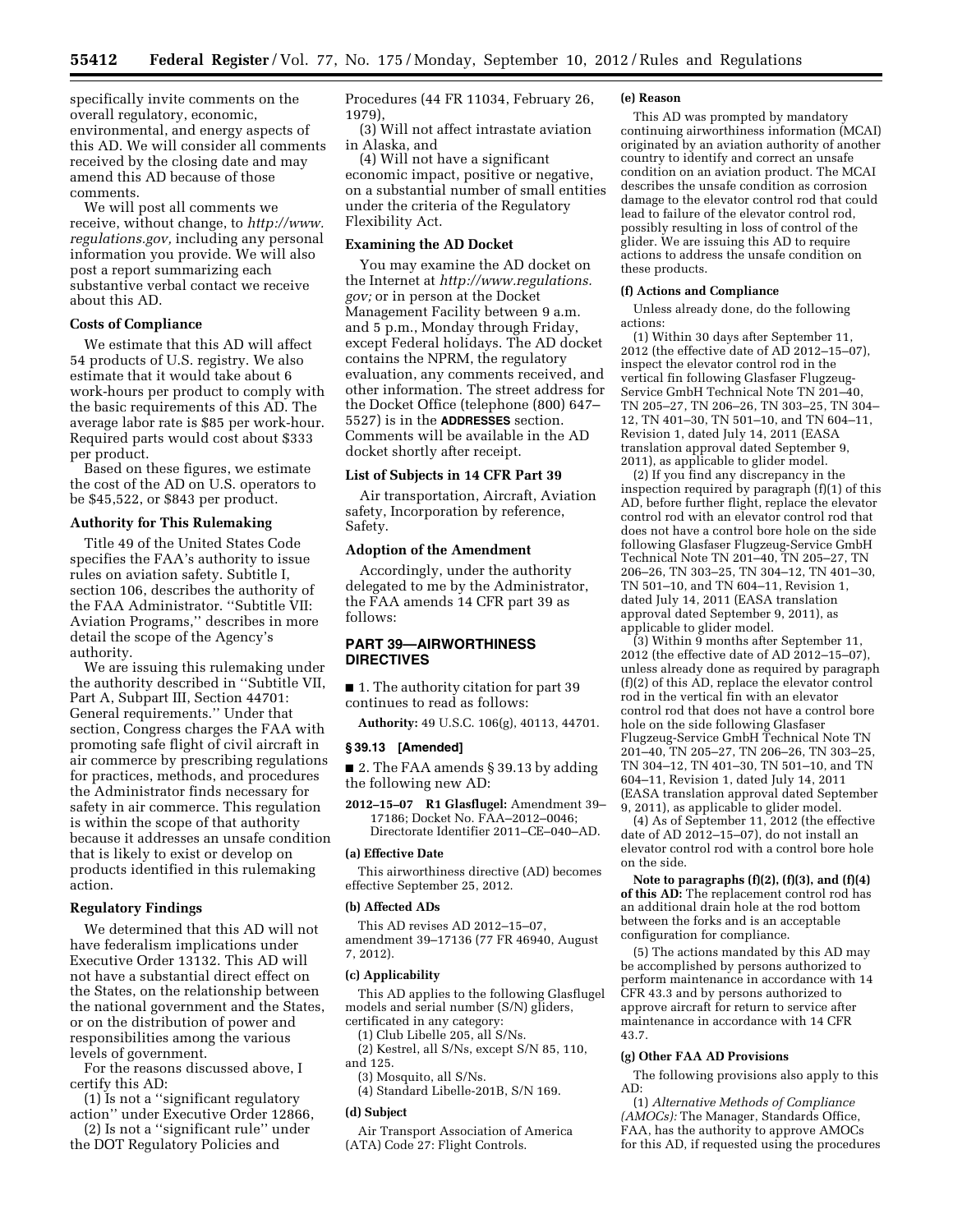specifically invite comments on the overall regulatory, economic, environmental, and energy aspects of this AD. We will consider all comments received by the closing date and may amend this AD because of those comments.

We will post all comments we receive, without change, to *http://www.regulations.gov,* including any personal information you provide. We will also post a report summarizing each substantive verbal contact we receive about this AD.

### Costs of Compliance

We estimate that this AD will affect 54 products of U.S. registry. We also estimate that it would take about 6 work-hours per product to comply with the basic requirements of this AD. The average labor rate is $85 per work-hour. Required parts would cost about $333 per product.

Based on these figures, we estimate the cost of the AD on U.S. operators to be $45,522, or $843 per product.

### Authority for This Rulemaking

Title 49 of the United States Code specifies the FAA's authority to issue rules on aviation safety. Subtitle I, section 106, describes the authority of the FAA Administrator. ''Subtitle VII: Aviation Programs,'' describes in more detail the scope of the Agency's authority.

We are issuing this rulemaking under the authority described in ''Subtitle VII, Part A, Subpart III, Section 44701: General requirements.'' Under that section, Congress charges the FAA with promoting safe flight of civil aircraft in air commerce by prescribing regulations for practices, methods, and procedures the Administrator finds necessary for safety in air commerce. This regulation is within the scope of that authority because it addresses an unsafe condition that is likely to exist or develop on products identified in this rulemaking action.

### Regulatory Findings

We determined that this AD will not have federalism implications under Executive Order 13132. This AD will not have a substantial direct effect on the States, on the relationship between the national government and the States, or on the distribution of power and responsibilities among the various levels of government.

For the reasons discussed above, I certify this AD:

(1) Is not a ''significant regulatory action'' under Executive Order 12866,

(2) Is not a ''significant rule'' under the DOT Regulatory Policies and Procedures (44 FR 11034, February 26, 1979),

(3) Will not affect intrastate aviation in Alaska, and

(4) Will not have a significant economic impact, positive or negative, on a substantial number of small entities under the criteria of the Regulatory Flexibility Act.

### Examining the AD Docket

You may examine the AD docket on the Internet at *http://www.regulations.gov;* or in person at the Docket Management Facility between 9 a.m. and 5 p.m., Monday through Friday, except Federal holidays. The AD docket contains the NPRM, the regulatory evaluation, any comments received, and other information. The street address for the Docket Office (telephone (800) 647–5527) is in the **ADDRESSES** section. Comments will be available in the AD docket shortly after receipt.

### List of Subjects in 14 CFR Part 39

Air transportation, Aircraft, Aviation safety, Incorporation by reference, Safety.

### Adoption of the Amendment

Accordingly, under the authority delegated to me by the Administrator, the FAA amends 14 CFR part 39 as follows:

## PART 39—AIRWORTHINESS DIRECTIVES

■ 1. The authority citation for part 39 continues to read as follows:

**Authority:** 49 U.S.C. 106(g), 40113, 44701.

### § 39.13 [Amended]

■ 2. The FAA amends § 39.13 by adding the following new AD:

**2012–15–07 R1 Glasflugel:** Amendment 39–17186; Docket No. FAA–2012–0046; Directorate Identifier 2011–CE–040–AD.

#### (a) Effective Date

This airworthiness directive (AD) becomes effective September 25, 2012.

#### (b) Affected ADs

This AD revises AD 2012–15–07, amendment 39–17136 (77 FR 46940, August 7, 2012).

#### (c) Applicability

This AD applies to the following Glasflugel models and serial number (S/N) gliders, certificated in any category:

(1) Club Libelle 205, all S/Ns.

(2) Kestrel, all S/Ns, except S/N 85, 110, and 125.

(3) Mosquito, all S/Ns.

(4) Standard Libelle-201B, S/N 169.

#### (d) Subject

Air Transport Association of America (ATA) Code 27: Flight Controls.

#### (e) Reason

This AD was prompted by mandatory continuing airworthiness information (MCAI) originated by an aviation authority of another country to identify and correct an unsafe condition on an aviation product. The MCAI describes the unsafe condition as corrosion damage to the elevator control rod that could lead to failure of the elevator control rod, possibly resulting in loss of control of the glider. We are issuing this AD to require actions to address the unsafe condition on these products.

#### (f) Actions and Compliance

Unless already done, do the following actions:

(1) Within 30 days after September 11, 2012 (the effective date of AD 2012–15–07), inspect the elevator control rod in the vertical fin following Glasfaser Flugzeug-Service GmbH Technical Note TN 201–40, TN 205–27, TN 206–26, TN 303–25, TN 304–12, TN 401–30, TN 501–10, and TN 604–11, Revision 1, dated July 14, 2011 (EASA translation approval dated September 9, 2011), as applicable to glider model.

(2) If you find any discrepancy in the inspection required by paragraph (f)(1) of this AD, before further flight, replace the elevator control rod with an elevator control rod that does not have a control bore hole on the side following Glasfaser Flugzeug-Service GmbH Technical Note TN 201–40, TN 205–27, TN 206–26, TN 303–25, TN 304–12, TN 401–30, TN 501–10, and TN 604–11, Revision 1, dated July 14, 2011 (EASA translation approval dated September 9, 2011), as applicable to glider model.

(3) Within 9 months after September 11, 2012 (the effective date of AD 2012–15–07), unless already done as required by paragraph (f)(2) of this AD, replace the elevator control rod in the vertical fin with an elevator control rod that does not have a control bore hole on the side following Glasfaser Flugzeug-Service GmbH Technical Note TN 201–40, TN 205–27, TN 206–26, TN 303–25, TN 304–12, TN 401–30, TN 501–10, and TN 604–11, Revision 1, dated July 14, 2011 (EASA translation approval dated September 9, 2011), as applicable to glider model.

(4) As of September 11, 2012 (the effective date of AD 2012–15–07), do not install an elevator control rod with a control bore hole on the side.

**Note to paragraphs (f)(2), (f)(3), and (f)(4) of this AD:** The replacement control rod has an additional drain hole at the rod bottom between the forks and is an acceptable configuration for compliance.

(5) The actions mandated by this AD may be accomplished by persons authorized to perform maintenance in accordance with 14 CFR 43.3 and by persons authorized to approve aircraft for return to service after maintenance in accordance with 14 CFR 43.7.

#### (g) Other FAA AD Provisions

The following provisions also apply to this AD:

(1) *Alternative Methods of Compliance (AMOCs):* The Manager, Standards Office, FAA, has the authority to approve AMOCs for this AD, if requested using the procedures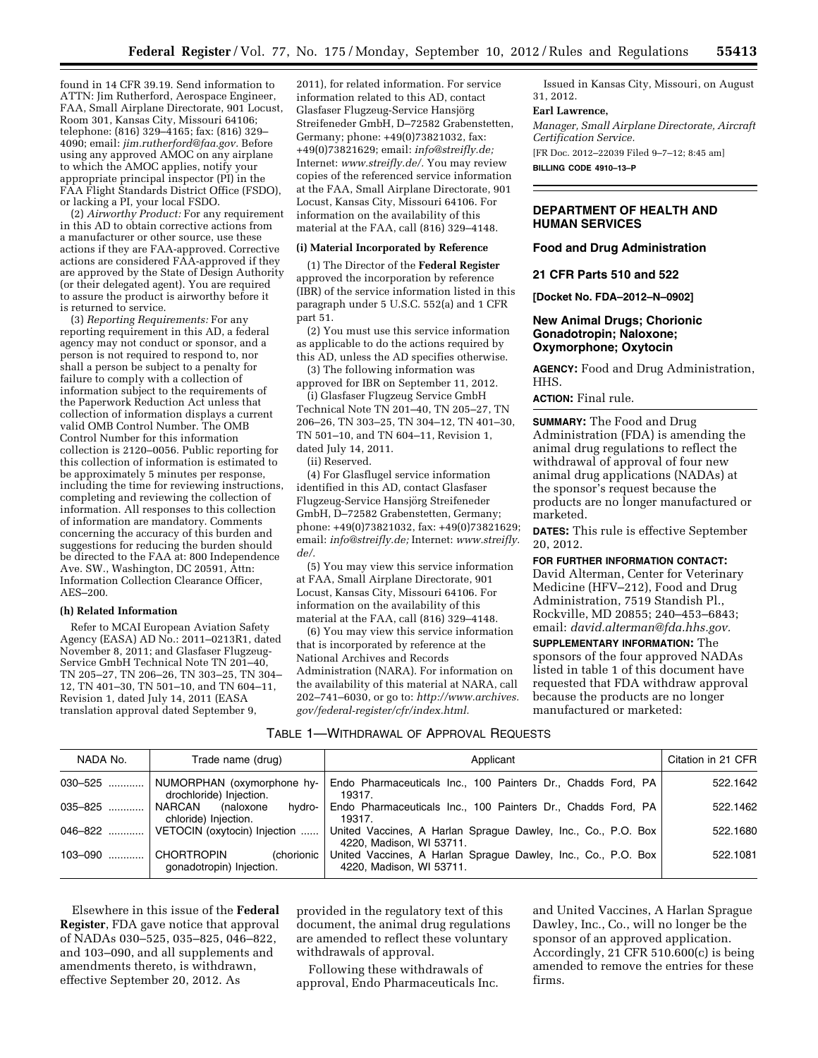found in 14 CFR 39.19. Send information to ATTN: Jim Rutherford, Aerospace Engineer, FAA, Small Airplane Directorate, 901 Locust, Room 301, Kansas City, Missouri 64106; telephone: (816) 329–4165; fax: (816) 329–4090; email: *jim.rutherford@faa.gov.* Before using any approved AMOC on any airplane to which the AMOC applies, notify your appropriate principal inspector (PI) in the FAA Flight Standards District Office (FSDO), or lacking a PI, your local FSDO.

(2) *Airworthy Product:* For any requirement in this AD to obtain corrective actions from a manufacturer or other source, use these actions if they are FAA-approved. Corrective actions are considered FAA-approved if they are approved by the State of Design Authority (or their delegated agent). You are required to assure the product is airworthy before it is returned to service.

(3) *Reporting Requirements:* For any reporting requirement in this AD, a federal agency may not conduct or sponsor, and a person is not required to respond to, nor shall a person be subject to a penalty for failure to comply with a collection of information subject to the requirements of the Paperwork Reduction Act unless that collection of information displays a current valid OMB Control Number. The OMB Control Number for this information collection is 2120–0056. Public reporting for this collection of information is estimated to be approximately 5 minutes per response, including the time for reviewing instructions, completing and reviewing the collection of information. All responses to this collection of information are mandatory. Comments concerning the accuracy of this burden and suggestions for reducing the burden should be directed to the FAA at: 800 Independence Ave. SW., Washington, DC 20591, Attn: Information Collection Clearance Officer, AES–200.

**(h) Related Information**

Refer to MCAI European Aviation Safety Agency (EASA) AD No.: 2011–0213R1, dated November 8, 2011; and Glasfaser Flugzeug-Service GmbH Technical Note TN 201–40, TN 205–27, TN 206–26, TN 303–25, TN 304–12, TN 401–30, TN 501–10, and TN 604–11, Revision 1, dated July 14, 2011 (EASA translation approval dated September 9, 2011), for related information. For service information related to this AD, contact Glasfaser Flugzeug-Service Hansjörg Streifeneder GmbH, D–72582 Grabenstetten, Germany; phone: +49(0)73821032, fax: +49(0)73821629; email: *info@streifly.de;* Internet: *www.streifly.de/.* You may review copies of the referenced service information at the FAA, Small Airplane Directorate, 901 Locust, Kansas City, Missouri 64106. For information on the availability of this material at the FAA, call (816) 329–4148.

**(i) Material Incorporated by Reference**

(1) The Director of the **Federal Register** approved the incorporation by reference (IBR) of the service information listed in this paragraph under 5 U.S.C. 552(a) and 1 CFR part 51.

(2) You must use this service information as applicable to do the actions required by this AD, unless the AD specifies otherwise.

(3) The following information was approved for IBR on September 11, 2012.

(i) Glasfaser Flugzeug Service GmbH Technical Note TN 201–40, TN 205–27, TN 206–26, TN 303–25, TN 304–12, TN 401–30, TN 501–10, and TN 604–11, Revision 1, dated July 14, 2011.

(ii) Reserved.

(4) For Glasflugel service information identified in this AD, contact Glasfaser Flugzeug-Service Hansjörg Streifeneder GmbH, D–72582 Grabenstetten, Germany; phone: +49(0)73821032, fax: +49(0)73821629; email: *info@streifly.de;* Internet: *www.streifly.de/.*

(5) You may view this service information at FAA, Small Airplane Directorate, 901 Locust, Kansas City, Missouri 64106. For information on the availability of this material at the FAA, call (816) 329–4148.

(6) You may view this service information that is incorporated by reference at the National Archives and Records Administration (NARA). For information on the availability of this material at NARA, call 202–741–6030, or go to: *http://www.archives.gov/federal-register/cfr/index.html.*

Issued in Kansas City, Missouri, on August 31, 2012.

**Earl Lawrence,**

*Manager, Small Airplane Directorate, Aircraft Certification Service.*

[FR Doc. 2012–22039 Filed 9–7–12; 8:45 am]

**BILLING CODE 4910–13–P**

## DEPARTMENT OF HEALTH AND HUMAN SERVICES

### Food and Drug Administration

### 21 CFR Parts 510 and 522

**[Docket No. FDA–2012–N–0902]**

### New Animal Drugs; Chorionic Gonadotropin; Naloxone; Oxymorphone; Oxytocin

**AGENCY:** Food and Drug Administration, HHS.

**ACTION:** Final rule.

**SUMMARY:** The Food and Drug Administration (FDA) is amending the animal drug regulations to reflect the withdrawal of approval of four new animal drug applications (NADAs) at the sponsor's request because the products are no longer manufactured or marketed.

**DATES:** This rule is effective September 20, 2012.

**FOR FURTHER INFORMATION CONTACT:** David Alterman, Center for Veterinary Medicine (HFV–212), Food and Drug Administration, 7519 Standish Pl., Rockville, MD 20855; 240–453–6843; email: *david.alterman@fda.hhs.gov.*

**SUPPLEMENTARY INFORMATION:** The sponsors of the four approved NADAs listed in table 1 of this document have requested that FDA withdraw approval because the products are no longer manufactured or marketed:

TABLE 1—WITHDRAWAL OF APPROVAL REQUESTS

| NADA No. | Trade name (drug) | Applicant | Citation in 21 CFR |
|---|---|---|---|
| 030–525 | NUMORPHAN (oxymorphone hydrochloride) Injection. | Endo Pharmaceuticals Inc., 100 Painters Dr., Chadds Ford, PA 19317. | 522.1642 |
| 035–825 | NARCAN (naloxone hydrochloride) Injection. | Endo Pharmaceuticals Inc., 100 Painters Dr., Chadds Ford, PA 19317. | 522.1462 |
| 046–822 | VETOCIN (oxytocin) Injection | United Vaccines, A Harlan Sprague Dawley, Inc., Co., P.O. Box 4220, Madison, WI 53711. | 522.1680 |
| 103–090 | CHORTROPIN (chorionic gonadotropin) Injection. | United Vaccines, A Harlan Sprague Dawley, Inc., Co., P.O. Box 4220, Madison, WI 53711. | 522.1081 |

Elsewhere in this issue of the **Federal Register**, FDA gave notice that approval of NADAs 030–525, 035–825, 046–822, and 103–090, and all supplements and amendments thereto, is withdrawn, effective September 20, 2012. As provided in the regulatory text of this document, the animal drug regulations are amended to reflect these voluntary withdrawals of approval.

Following these withdrawals of approval, Endo Pharmaceuticals Inc. and United Vaccines, A Harlan Sprague Dawley, Inc., Co., will no longer be the sponsor of an approved application. Accordingly, 21 CFR 510.600(c) is being amended to remove the entries for these firms.